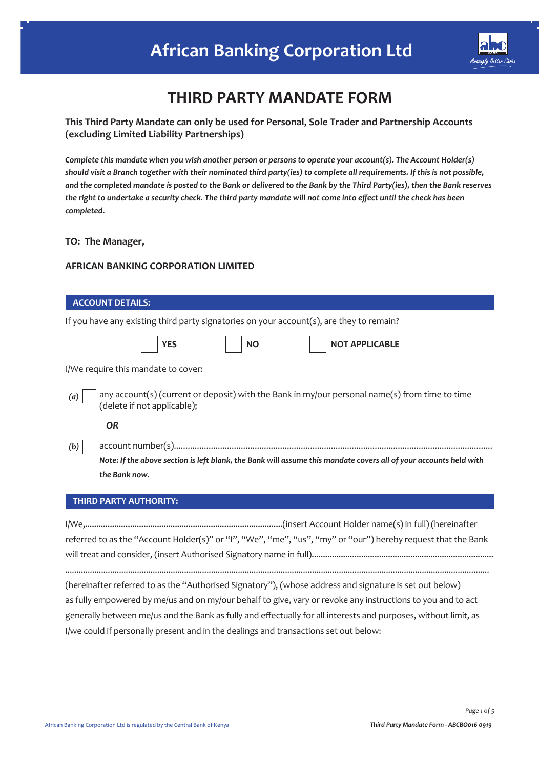# African Banking Corporation Ltd

## THIRD PARTY MANDATE FORM

**This Third Party Mandate can only be used for Personal, Sole Trader and Partnership Accounts (excluding Limited Liability Partnerships)**

***Complete this mandate when you wish another person or persons to operate your account(s). The Account Holder(s) should visit a Branch together with their nominated third party(ies) to complete all requirements. If this is not possible, and the completed mandate is posted to the Bank or delivered to the Bank by the Third Party(ies), then the Bank reserves the right to undertake a security check. The third party mandate will not come into effect until the check has been completed.***

**TO: The Manager,**

**AFRICAN BANKING CORPORATION LIMITED**

### ACCOUNT DETAILS:

If you have any existing third party signatories on your account(s), are they to remain?

☐ **YES** ☐ **NO** ☐ **NOT APPLICABLE**

I/We require this mandate to cover:

*(a)* ☐ any account(s) (current or deposit) with the Bank in my/our personal name(s) from time to time (delete if not applicable);

***OR***

*(b)* ☐ account number(s)........................................................................................................................................

***Note: If the above section is left blank, the Bank will assume this mandate covers all of your accounts held with the Bank now.***

### THIRD PARTY AUTHORITY:

I/We,.......................................................................................(insert Account Holder name(s) in full) (hereinafter referred to as the "Account Holder(s)" or "I", "We", "me", "us", "my" or "our") hereby request that the Bank will treat and consider, (insert Authorised Signatory name in full)..............................................................................

.......................................................................................................................................................................

(hereinafter referred to as the "Authorised Signatory"), (whose address and signature is set out below) as fully empowered by me/us and on my/our behalf to give, vary or revoke any instructions to you and to act generally between me/us and the Bank as fully and effectually for all interests and purposes, without limit, as I/we could if personally present and in the dealings and transactions set out below:

African Banking Corporation Ltd is regulated by the Central Bank of Kenya

*Third Party Mandate Form - ABCBO016 0919*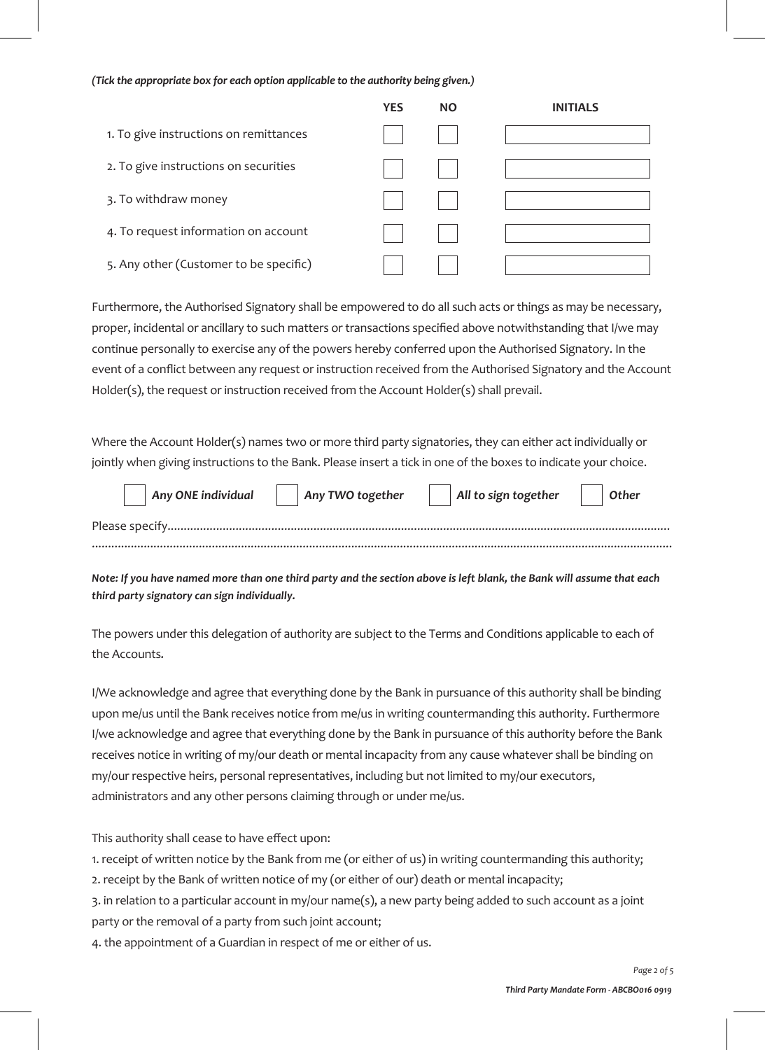*(Tick the appropriate box for each option applicable to the authority being given.)*

| | YES | NO | INITIALS |
|---|---|---|---|
| 1. To give instructions on remittances | ☐ | ☐ | |
| 2. To give instructions on securities | ☐ | ☐ | |
| 3. To withdraw money | ☐ | ☐ | |
| 4. To request information on account | ☐ | ☐ | |
| 5. Any other (Customer to be specific) | ☐ | ☐ | |

Furthermore, the Authorised Signatory shall be empowered to do all such acts or things as may be necessary, proper, incidental or ancillary to such matters or transactions specified above notwithstanding that I/we may continue personally to exercise any of the powers hereby conferred upon the Authorised Signatory. In the event of a conflict between any request or instruction received from the Authorised Signatory and the Account Holder(s), the request or instruction received from the Account Holder(s) shall prevail.

Where the Account Holder(s) names two or more third party signatories, they can either act individually or jointly when giving instructions to the Bank. Please insert a tick in one of the boxes to indicate your choice.

☐ ***Any ONE individual*** ☐ ***Any TWO together*** ☐ ***All to sign together*** ☐ ***Other***

Please specify.......................................................................................................................................................

.............................................................................................................................................................................

***Note: If you have named more than one third party and the section above is left blank, the Bank will assume that each third party signatory can sign individually.***

The powers under this delegation of authority are subject to the Terms and Conditions applicable to each of the Accounts.

I/We acknowledge and agree that everything done by the Bank in pursuance of this authority shall be binding upon me/us until the Bank receives notice from me/us in writing countermanding this authority. Furthermore I/we acknowledge and agree that everything done by the Bank in pursuance of this authority before the Bank receives notice in writing of my/our death or mental incapacity from any cause whatever shall be binding on my/our respective heirs, personal representatives, including but not limited to my/our executors, administrators and any other persons claiming through or under me/us.

This authority shall cease to have effect upon:

1. receipt of written notice by the Bank from me (or either of us) in writing countermanding this authority;
2. receipt by the Bank of written notice of my (or either of our) death or mental incapacity;
3. in relation to a particular account in my/our name(s), a new party being added to such account as a joint party or the removal of a party from such joint account;
4. the appointment of a Guardian in respect of me or either of us.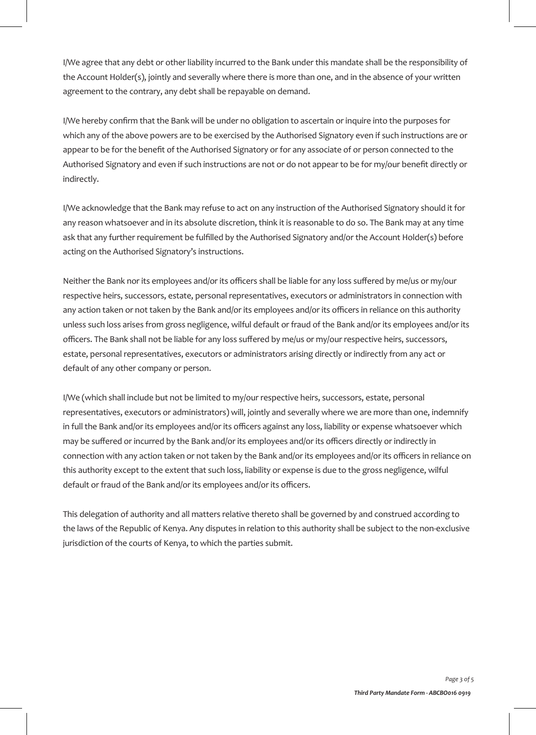I/We agree that any debt or other liability incurred to the Bank under this mandate shall be the responsibility of the Account Holder(s), jointly and severally where there is more than one, and in the absence of your written agreement to the contrary, any debt shall be repayable on demand.

I/We hereby confirm that the Bank will be under no obligation to ascertain or inquire into the purposes for which any of the above powers are to be exercised by the Authorised Signatory even if such instructions are or appear to be for the benefit of the Authorised Signatory or for any associate of or person connected to the Authorised Signatory and even if such instructions are not or do not appear to be for my/our benefit directly or indirectly.

I/We acknowledge that the Bank may refuse to act on any instruction of the Authorised Signatory should it for any reason whatsoever and in its absolute discretion, think it is reasonable to do so. The Bank may at any time ask that any further requirement be fulfilled by the Authorised Signatory and/or the Account Holder(s) before acting on the Authorised Signatory's instructions.

Neither the Bank nor its employees and/or its officers shall be liable for any loss suffered by me/us or my/our respective heirs, successors, estate, personal representatives, executors or administrators in connection with any action taken or not taken by the Bank and/or its employees and/or its officers in reliance on this authority unless such loss arises from gross negligence, wilful default or fraud of the Bank and/or its employees and/or its officers. The Bank shall not be liable for any loss suffered by me/us or my/our respective heirs, successors, estate, personal representatives, executors or administrators arising directly or indirectly from any act or default of any other company or person.

I/We (which shall include but not be limited to my/our respective heirs, successors, estate, personal representatives, executors or administrators) will, jointly and severally where we are more than one, indemnify in full the Bank and/or its employees and/or its officers against any loss, liability or expense whatsoever which may be suffered or incurred by the Bank and/or its employees and/or its officers directly or indirectly in connection with any action taken or not taken by the Bank and/or its employees and/or its officers in reliance on this authority except to the extent that such loss, liability or expense is due to the gross negligence, wilful default or fraud of the Bank and/or its employees and/or its officers.

This delegation of authority and all matters relative thereto shall be governed by and construed according to the laws of the Republic of Kenya. Any disputes in relation to this authority shall be subject to the non-exclusive jurisdiction of the courts of Kenya, to which the parties submit.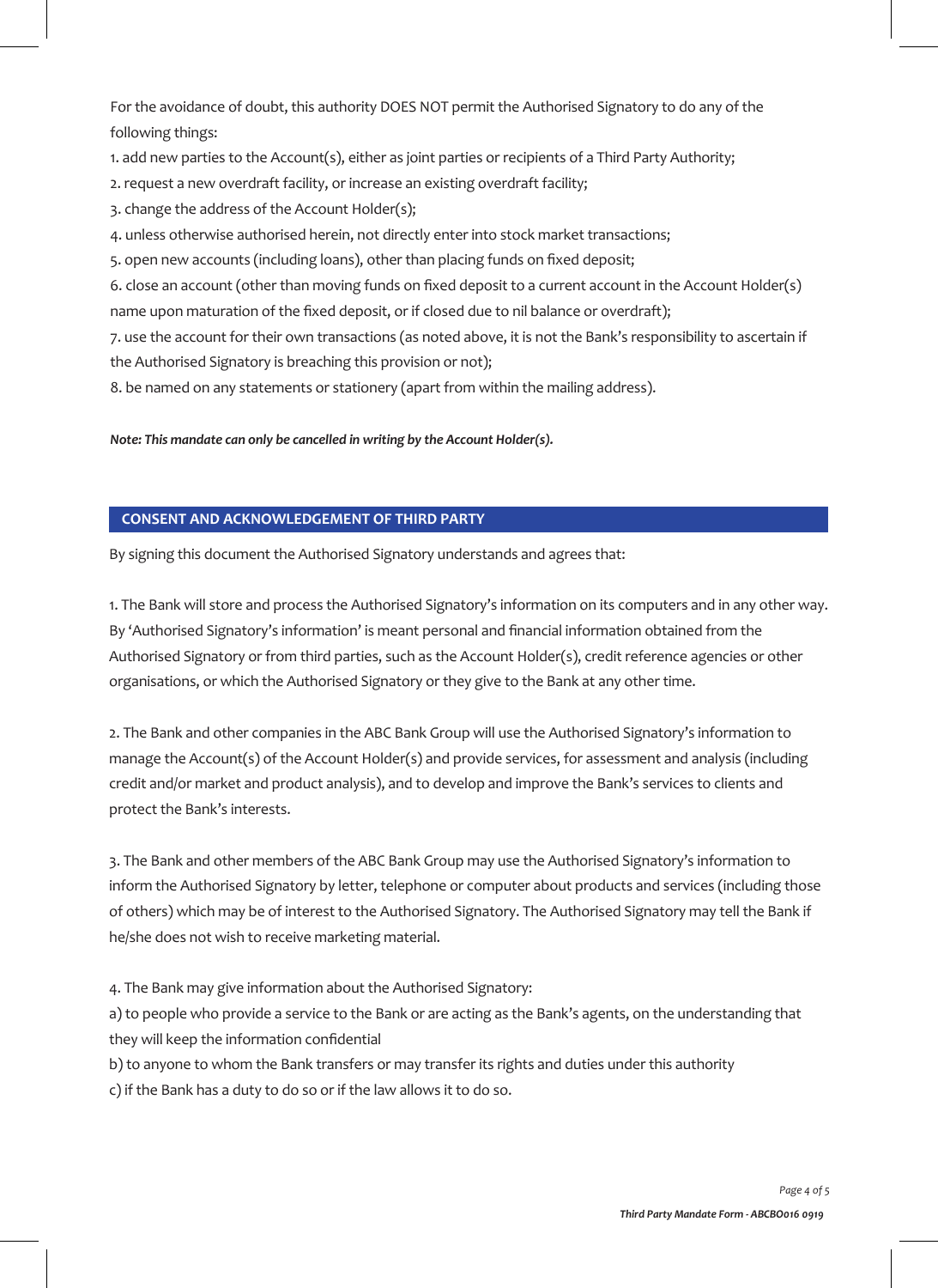For the avoidance of doubt, this authority DOES NOT permit the Authorised Signatory to do any of the following things:

1. add new parties to the Account(s), either as joint parties or recipients of a Third Party Authority;
2. request a new overdraft facility, or increase an existing overdraft facility;
3. change the address of the Account Holder(s);
4. unless otherwise authorised herein, not directly enter into stock market transactions;
5. open new accounts (including loans), other than placing funds on fixed deposit;
6. close an account (other than moving funds on fixed deposit to a current account in the Account Holder(s) name upon maturation of the fixed deposit, or if closed due to nil balance or overdraft);
7. use the account for their own transactions (as noted above, it is not the Bank's responsibility to ascertain if the Authorised Signatory is breaching this provision or not);
8. be named on any statements or stationery (apart from within the mailing address).

***Note: This mandate can only be cancelled in writing by the Account Holder(s).***

## CONSENT AND ACKNOWLEDGEMENT OF THIRD PARTY

By signing this document the Authorised Signatory understands and agrees that:

1. The Bank will store and process the Authorised Signatory's information on its computers and in any other way. By 'Authorised Signatory's information' is meant personal and financial information obtained from the Authorised Signatory or from third parties, such as the Account Holder(s), credit reference agencies or other organisations, or which the Authorised Signatory or they give to the Bank at any other time.

2. The Bank and other companies in the ABC Bank Group will use the Authorised Signatory's information to manage the Account(s) of the Account Holder(s) and provide services, for assessment and analysis (including credit and/or market and product analysis), and to develop and improve the Bank's services to clients and protect the Bank's interests.

3. The Bank and other members of the ABC Bank Group may use the Authorised Signatory's information to inform the Authorised Signatory by letter, telephone or computer about products and services (including those of others) which may be of interest to the Authorised Signatory. The Authorised Signatory may tell the Bank if he/she does not wish to receive marketing material.

4. The Bank may give information about the Authorised Signatory:

a) to people who provide a service to the Bank or are acting as the Bank's agents, on the understanding that they will keep the information confidential

b) to anyone to whom the Bank transfers or may transfer its rights and duties under this authority

c) if the Bank has a duty to do so or if the law allows it to do so.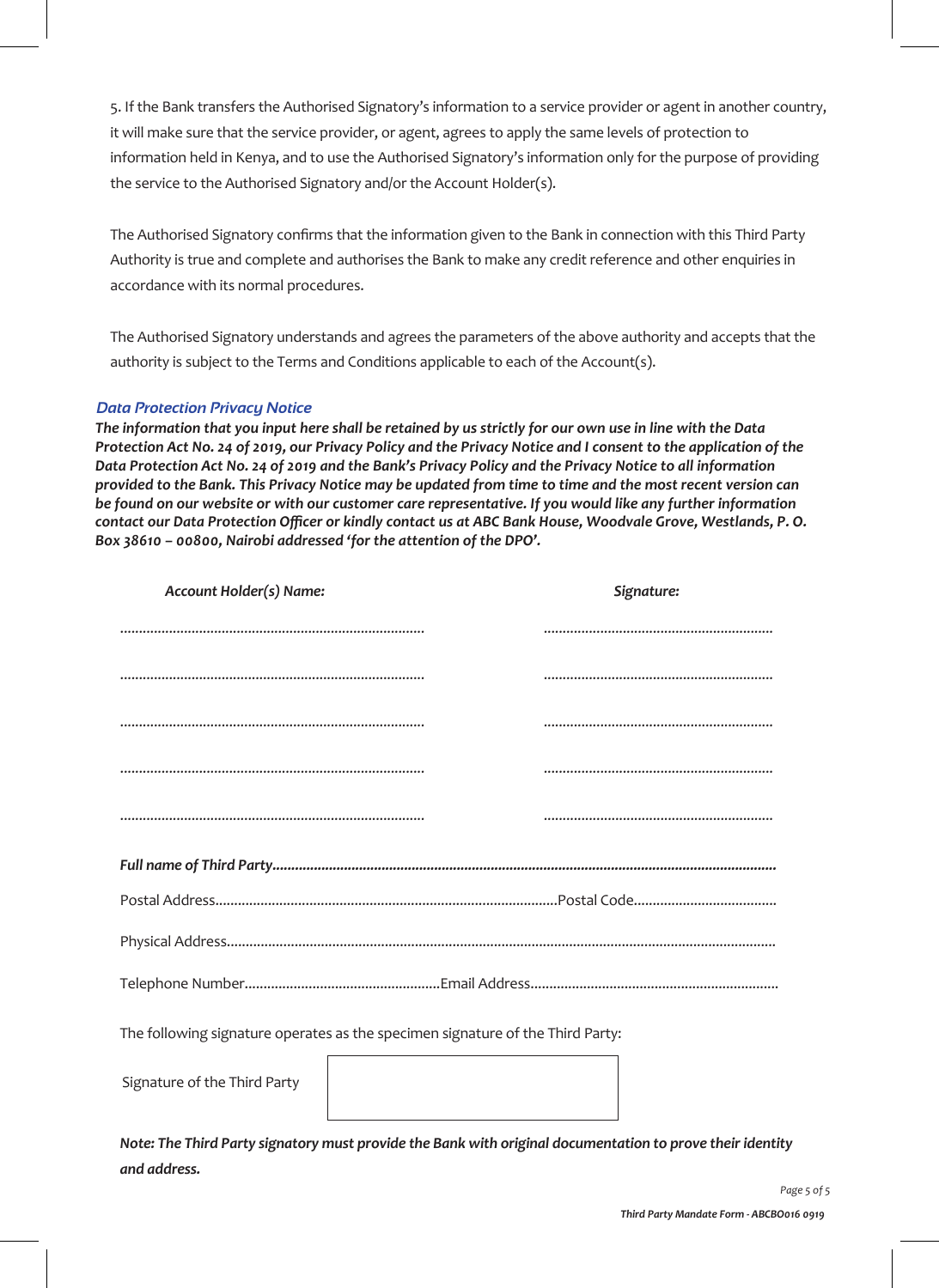5. If the Bank transfers the Authorised Signatory's information to a service provider or agent in another country, it will make sure that the service provider, or agent, agrees to apply the same levels of protection to information held in Kenya, and to use the Authorised Signatory's information only for the purpose of providing the service to the Authorised Signatory and/or the Account Holder(s).

The Authorised Signatory confirms that the information given to the Bank in connection with this Third Party Authority is true and complete and authorises the Bank to make any credit reference and other enquiries in accordance with its normal procedures.

The Authorised Signatory understands and agrees the parameters of the above authority and accepts that the authority is subject to the Terms and Conditions applicable to each of the Account(s).

### *Data Protection Privacy Notice*

***The information that you input here shall be retained by us strictly for our own use in line with the Data Protection Act No. 24 of 2019, our Privacy Policy and the Privacy Notice and I consent to the application of the Data Protection Act No. 24 of 2019 and the Bank's Privacy Policy and the Privacy Notice to all information provided to the Bank. This Privacy Notice may be updated from time to time and the most recent version can be found on our website or with our customer care representative. If you would like any further information contact our Data Protection Officer or kindly contact us at ABC Bank House, Woodvale Grove, Westlands, P. O. Box 38610 – 00800, Nairobi addressed 'for the attention of the DPO'.***

| ***Account Holder(s) Name:*** | ***Signature:*** |
|---|---|
| ................................................................................ | ............................................................ |
| ................................................................................ | ............................................................ |
| ................................................................................ | ............................................................ |
| ................................................................................ | ............................................................ |
| ................................................................................ | ............................................................ |

***Full name of Third Party...........................................................................................................................***

Postal Address..........................................................................................Postal Code......................................

Physical Address................................................................................................................................................

Telephone Number....................................................Email Address.................................................................

The following signature operates as the specimen signature of the Third Party:

Signature of the Third Party

***Note: The Third Party signatory must provide the Bank with original documentation to prove their identity and address.***

*Third Party Mandate Form - ABCBO016 0919*